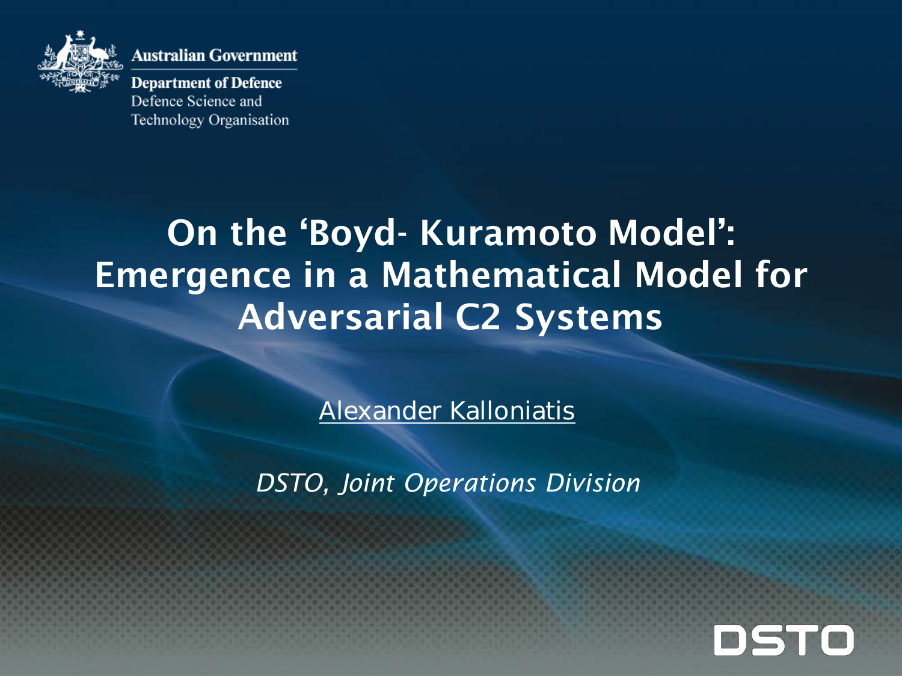Australian Government

Department of Defence
Defence Science and
Technology Organisation

# On the 'Boyd- Kuramoto Model': Emergence in a Mathematical Model for Adversarial C2 Systems

Alexander Kalloniatis

*DSTO, Joint Operations Division*

DSTO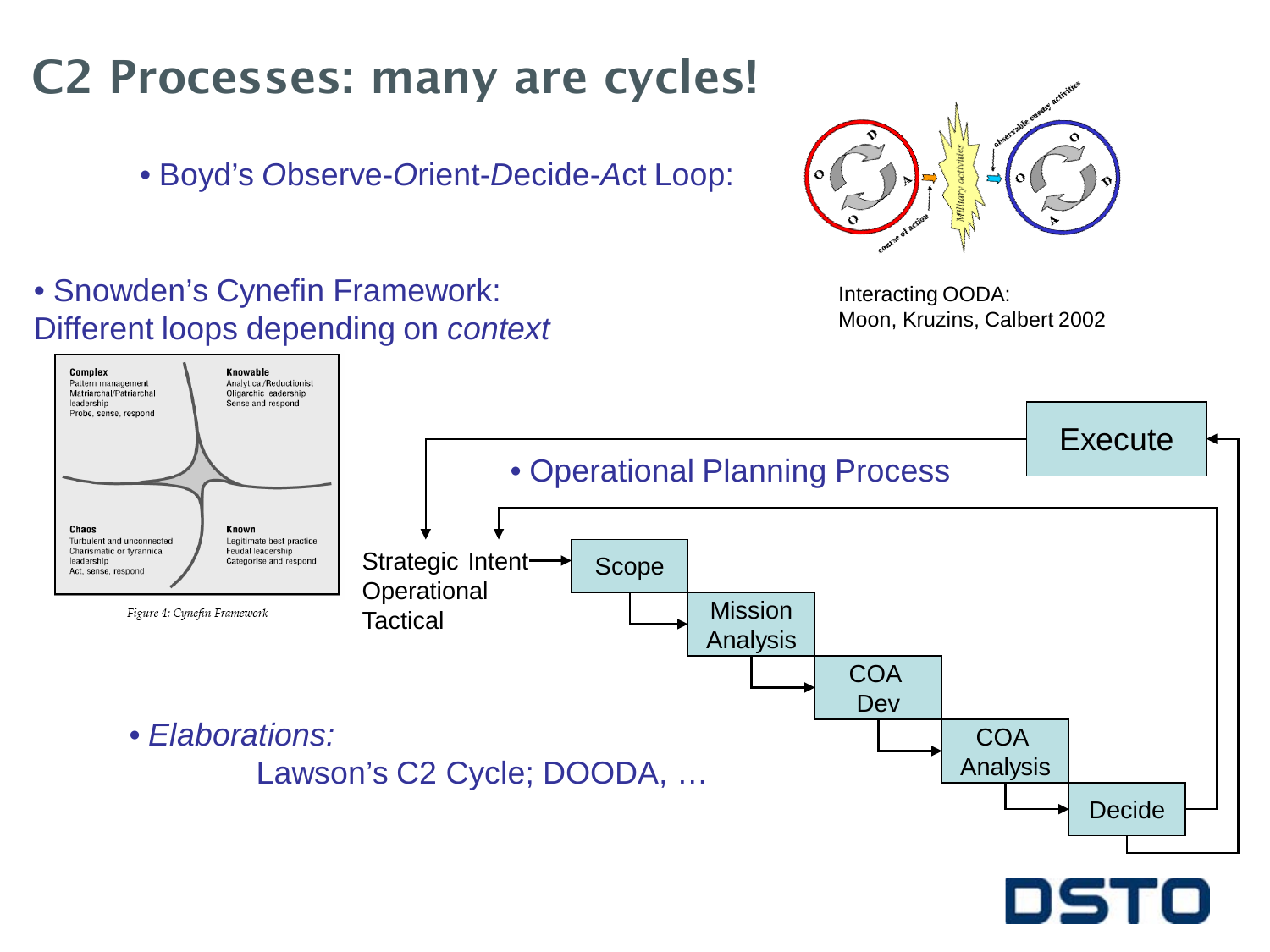# C2 Processes: many are cycles!

- Boyd's *O*bserve-*O*rient-*D*ecide-*A*ct Loop:

Interacting OODA: Moon, Kruzins, Calbert 2002

- Snowden's Cynefin Framework: Different loops depending on *context*

Complex
Pattern management
Matriarchal/Patriarchal leadership
Probe, sense, respond

Knowable
Analytical/Reductionist
Oligarchic leadership
Sense and respond

Chaos
Turbulent and unconnected
Charismatic or tyrannical leadership
Act, sense, respond

Known
Legitimate best practice
Feudal leadership
Categorise and respond

*Figure 4: Cynefin Framework*

- Operational Planning Process

Strategic Intent
Operational
Tactical

Scope

Mission Analysis

COA Dev

COA Analysis

Decide

Execute

- *Elaborations:*

  Lawson's C2 Cycle; DOODA, …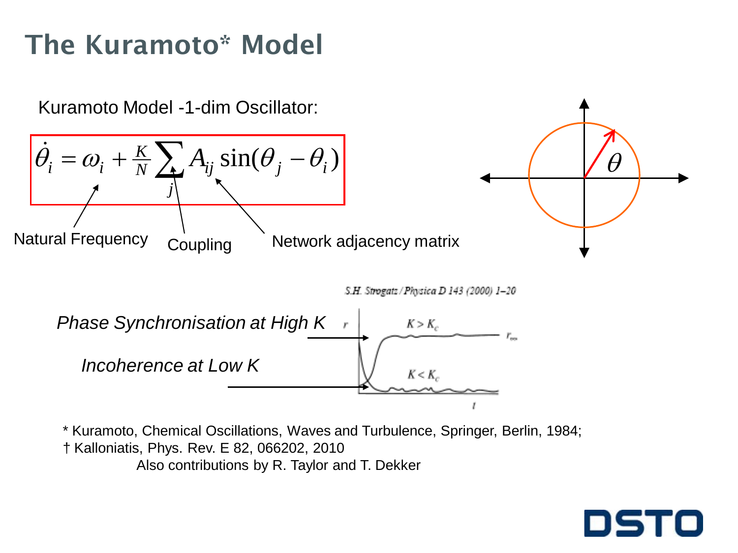# The Kuramoto* Model

Kuramoto Model -1-dim Oscillator:

$$\dot{\theta}_i = \omega_i + \frac{K}{N}\sum_j A_{ij}\sin(\theta_j - \theta_i)$$

Natural Frequency — Coupling — Network adjacency matrix

*Phase Synchronisation at High K*

*Incoherence at Low K*

S.H. Strogatz / Physica D 143 (2000) 1–20

\* Kuramoto, Chemical Oscillations, Waves and Turbulence, Springer, Berlin, 1984;
† Kalloniatis, Phys. Rev. E 82, 066202, 2010
Also contributions by R. Taylor and T. Dekker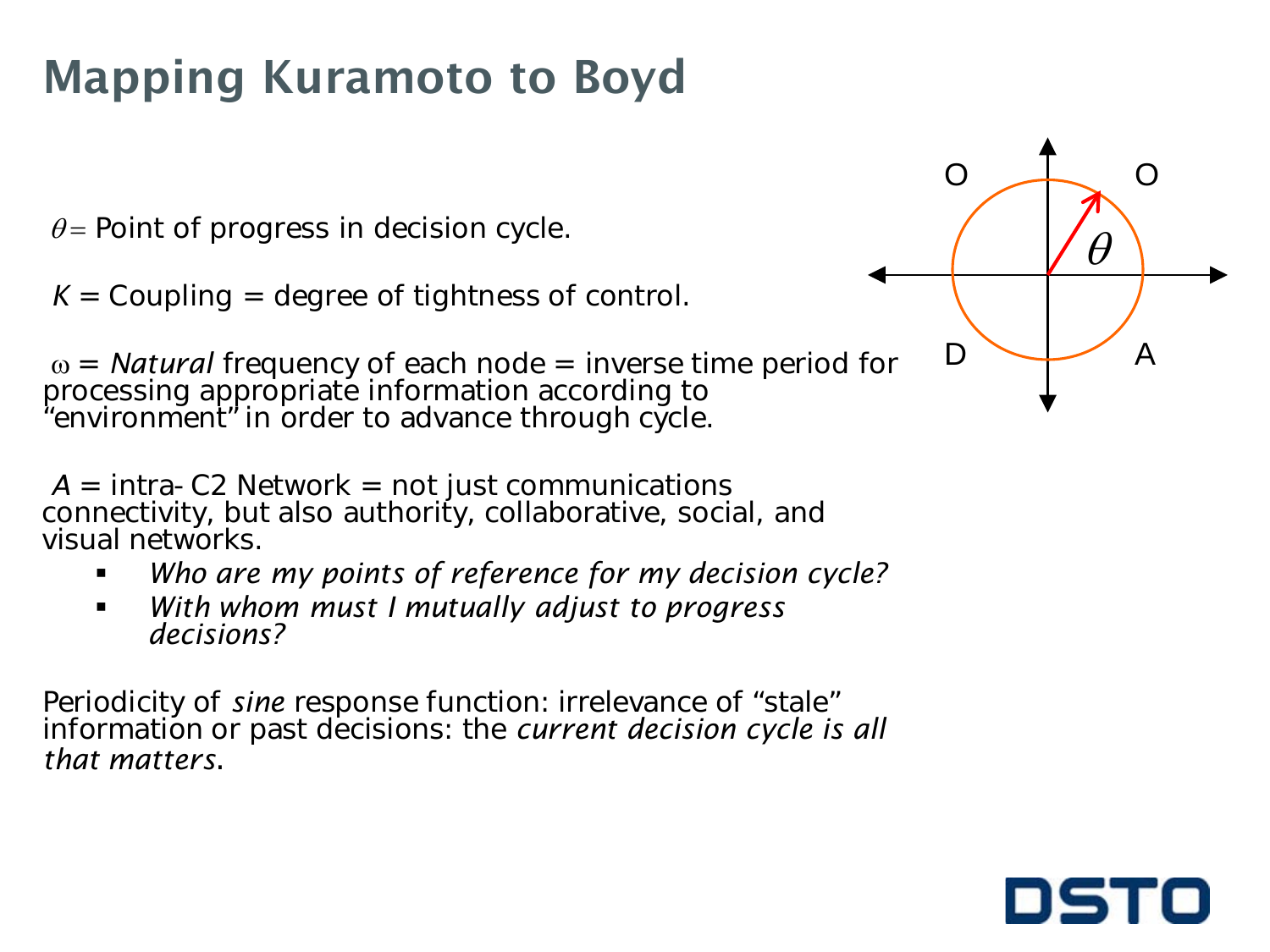# Mapping Kuramoto to Boyd

$\theta$ = Point of progress in decision cycle.

$K$ = Coupling = degree of tightness of control.

$\omega$ = *Natural* frequency of each node = inverse time period for processing appropriate information according to "environment" in order to advance through cycle.

$A$ = intra- C2 Network = not just communications connectivity, but also authority, collaborative, social, and visual networks.

- *Who are my points of reference for my decision cycle?*
- *With whom must I mutually adjust to progress decisions?*

Periodicity of *sine* response function: irrelevance of "stale" information or past decisions: the *current decision cycle is all that matters*.

O

O

$\theta$

D

A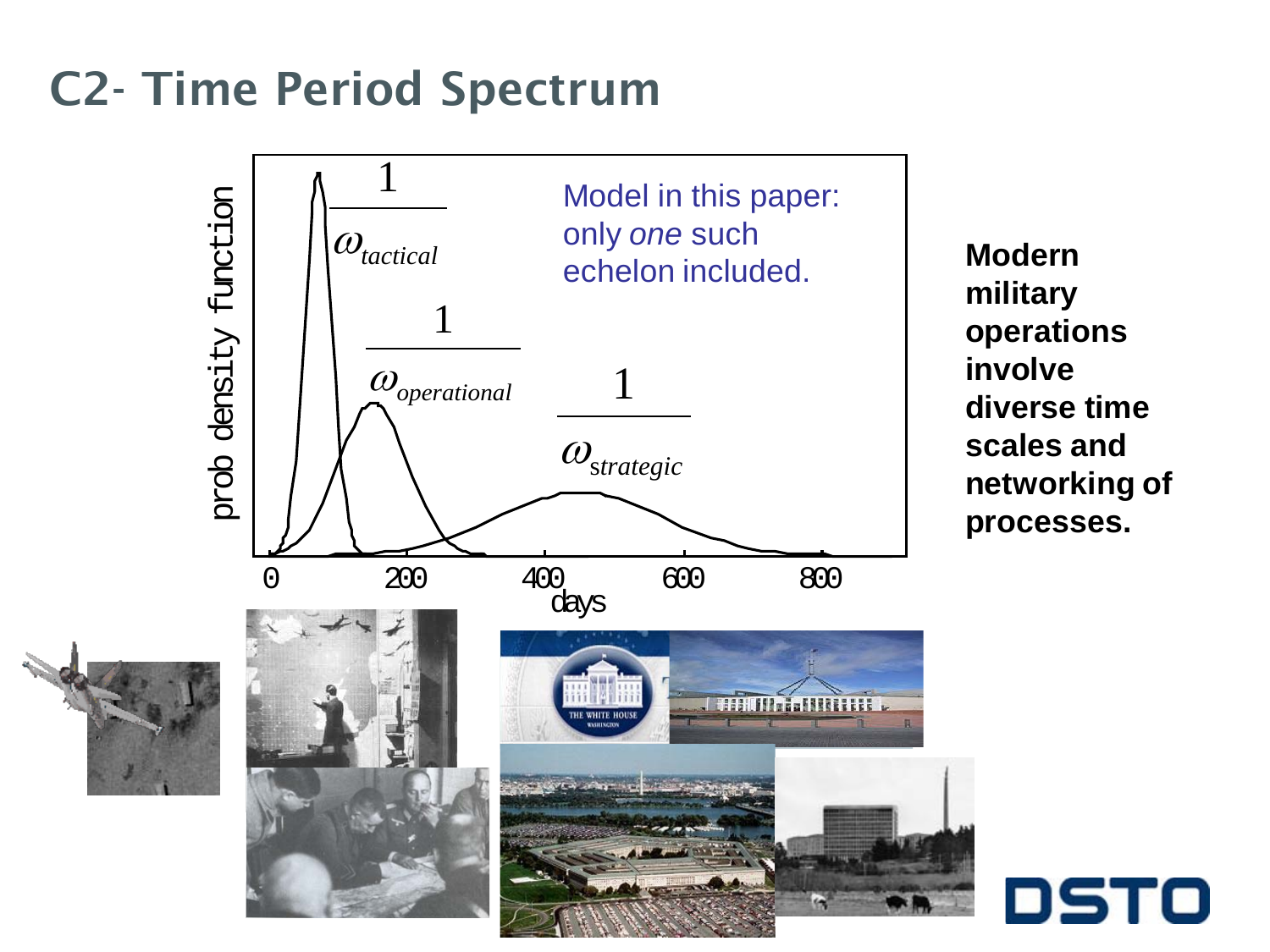## C2- Time Period Spectrum

prob density function

$\frac{1}{\omega_{tactical}}$

$\frac{1}{\omega_{operational}}$

$\frac{1}{\omega_{strategic}}$

Model in this paper: only *one* such echelon included.

0 200 400 600 800

days

**Modern military operations involve diverse time scales and networking of processes.**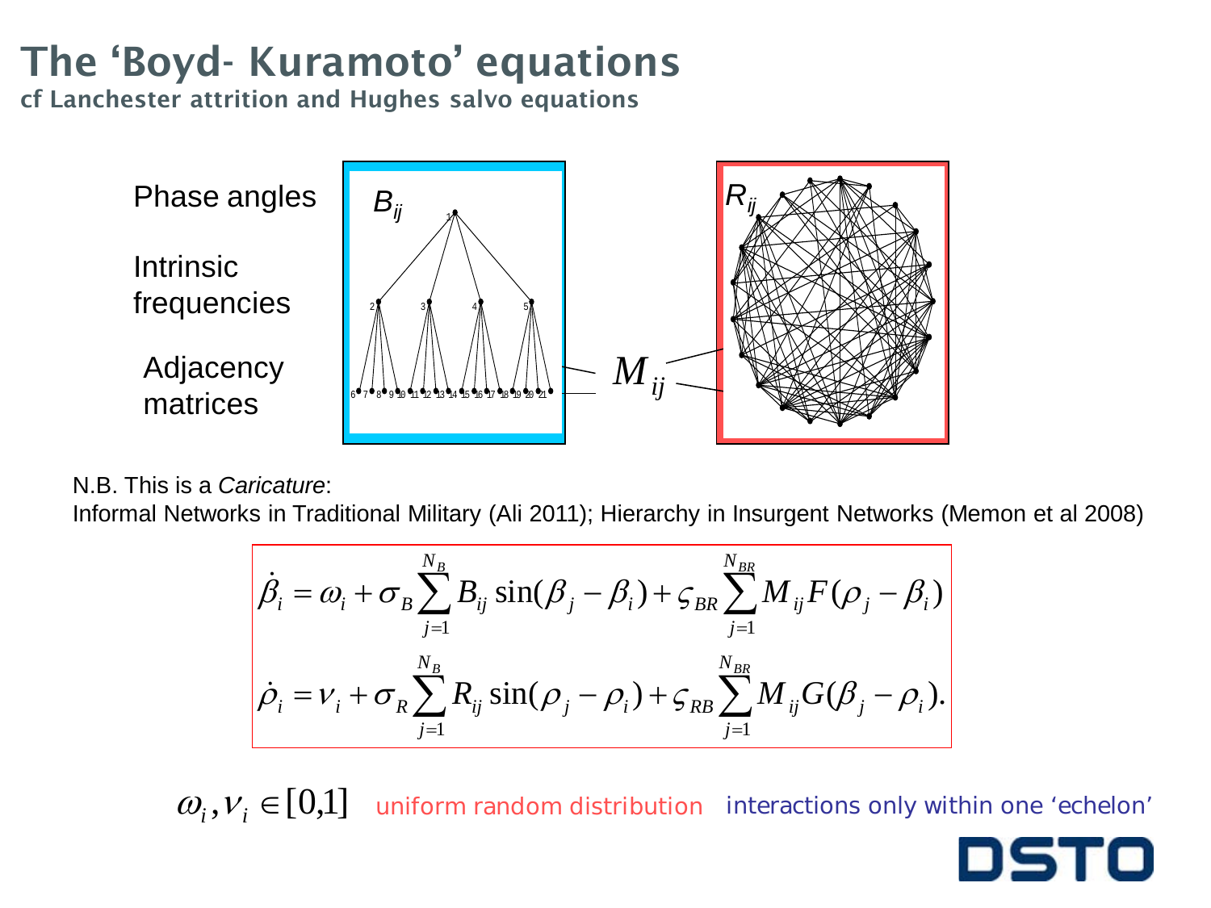# The 'Boyd- Kuramoto' equations

**cf Lanchester attrition and Hughes salvo equations**

Phase angles

Intrinsic frequencies

Adjacency matrices

$B_{ij}$

$R_{ij}$

$M_{ij}$

N.B. This is a *Caricature*:

Informal Networks in Traditional Military (Ali 2011); Hierarchy in Insurgent Networks (Memon et al 2008)

$$\dot{\beta}_i = \omega_i + \sigma_B \sum_{j=1}^{N_B} B_{ij} \sin(\beta_j - \beta_i) + \varsigma_{BR} \sum_{j=1}^{N_{BR}} M_{ij} F(\rho_j - \beta_i)$$

$$\dot{\rho}_i = \nu_i + \sigma_R \sum_{j=1}^{N_B} R_{ij} \sin(\rho_j - \rho_i) + \varsigma_{RB} \sum_{j=1}^{N_{BR}} M_{ij} G(\beta_j - \rho_i).$$

$\omega_i, \nu_i \in [0,1]$ uniform random distribution   interactions only within one 'echelon'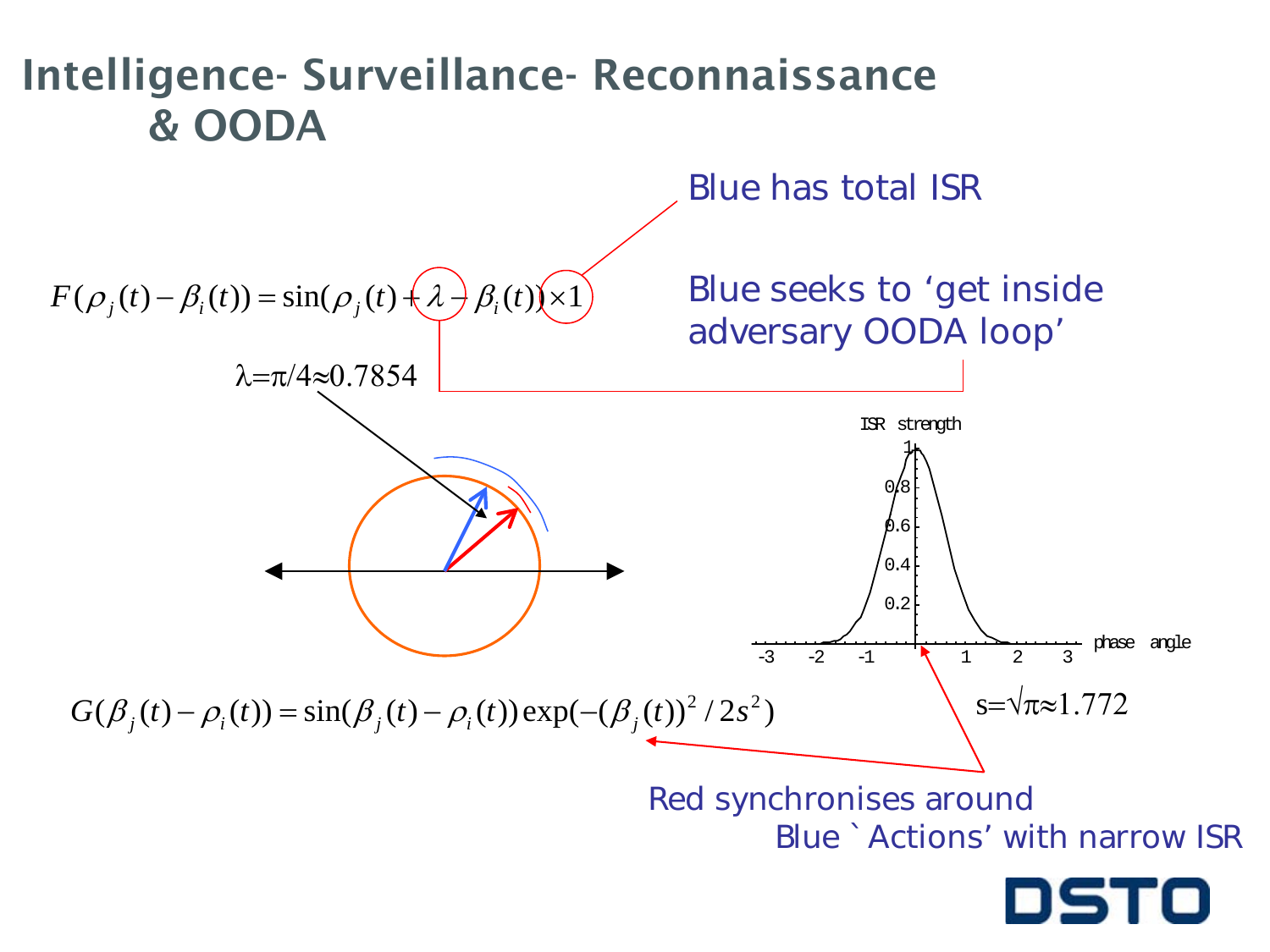# Intelligence- Surveillance- Reconnaissance & OODA

Blue has total ISR

$$F(\rho_j(t) - \beta_i(t)) = \sin(\rho_j(t) + \lambda - \beta_i(t)) \times 1$$

Blue seeks to 'get inside adversary OODA loop'

$\lambda = \pi/4 \approx 0.7854$

ISR strength

1

0.8

0.6

0.4

0.2

-3 -2 -1 1 2 3

phase angle

$s = \sqrt{\pi} \approx 1.772$

$$G(\beta_j(t) - \rho_i(t)) = \sin(\beta_j(t) - \rho_i(t)) \exp(-(\beta_j(t))^2 / 2s^2)$$

Red synchronises around Blue 'Actions' with narrow ISR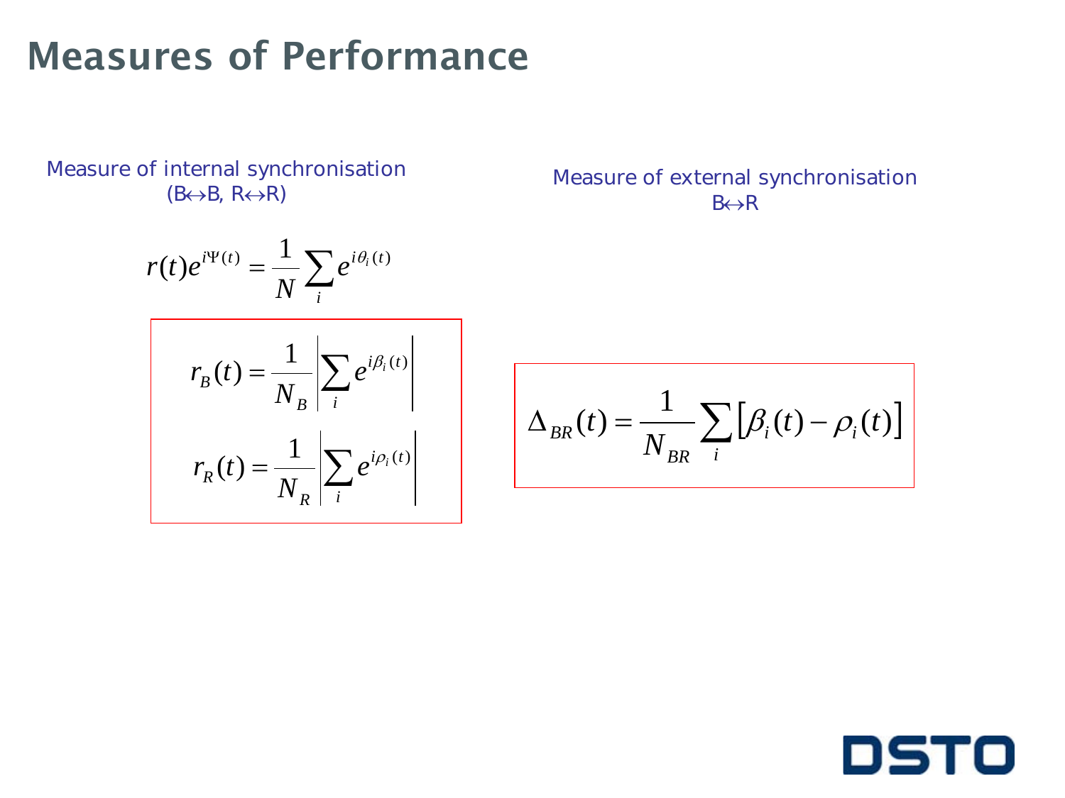# Measures of Performance

Measure of internal synchronisation
(B↔B, R↔R)

$$r(t)e^{i\Psi(t)} = \frac{1}{N}\sum_i e^{i\theta_i(t)}$$

$$r_B(t) = \frac{1}{N_B}\left|\sum_i e^{i\beta_i(t)}\right|$$

$$r_R(t) = \frac{1}{N_R}\left|\sum_i e^{i\rho_i(t)}\right|$$

Measure of external synchronisation
B↔R

$$\Delta_{BR}(t) = \frac{1}{N_{BR}}\sum_i \left[\beta_i(t) - \rho_i(t)\right]$$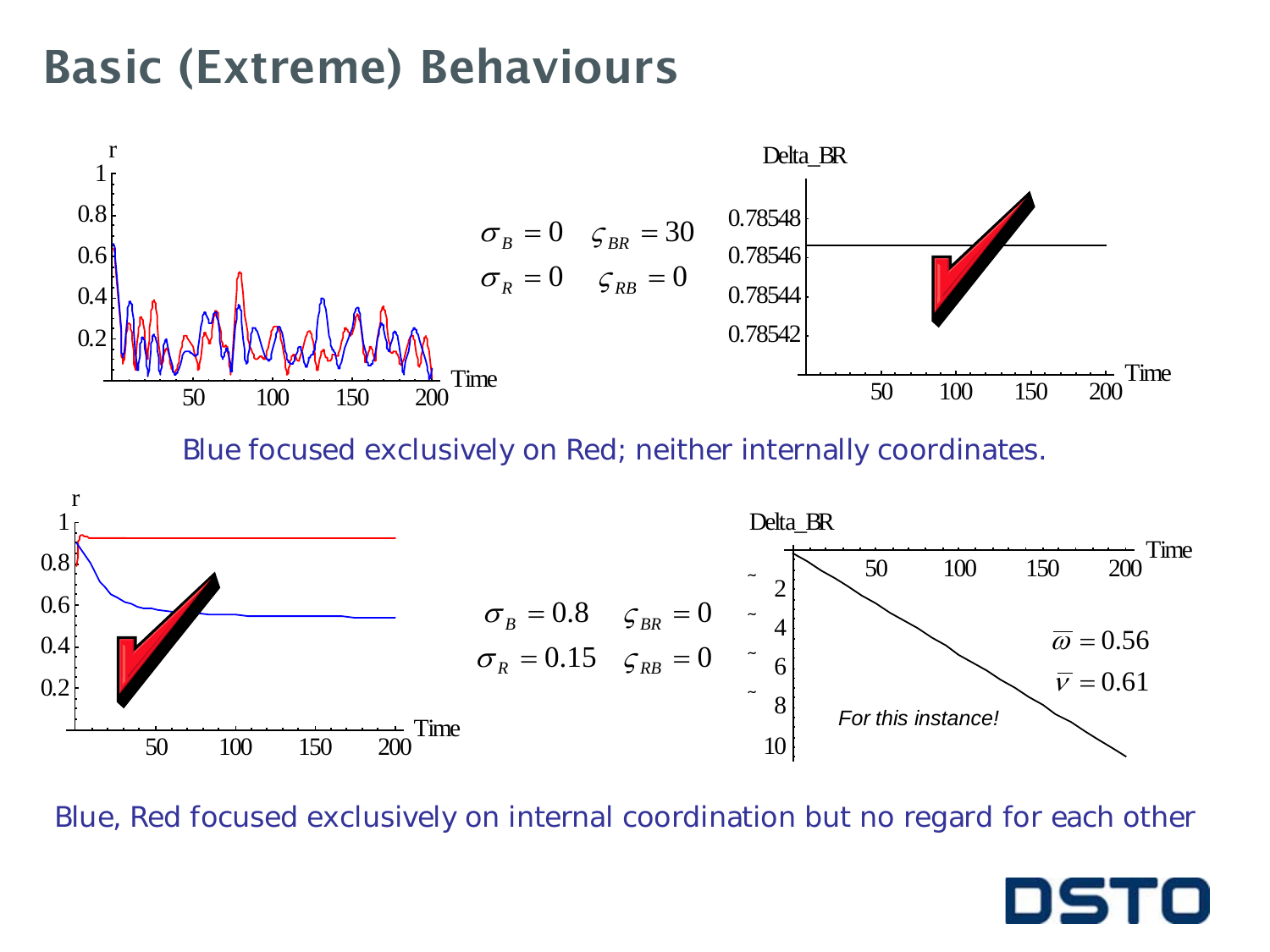# Basic (Extreme) Behaviours

r

1
0.8
0.6
0.4
0.2
50 100 150 200 Time

$\sigma_B = 0 \quad \varsigma_{BR} = 30$

$\sigma_R = 0 \quad \varsigma_{RB} = 0$

Delta_BR

0.78548
0.78546
0.78544
0.78542
50 100 150 200 Time

Blue focused exclusively on Red; neither internally coordinates.

r

1
0.8
0.6
0.4
0.2
50 100 150 200 Time

$\sigma_B = 0.8 \quad \varsigma_{BR} = 0$

$\sigma_R = 0.15 \quad \varsigma_{RB} = 0$

Delta_BR

Time
50 100 150 200
2
4
6
8
10

$\overline{\varpi} = 0.56$

$\overline{\nu} = 0.61$

*For this instance!*

Blue, Red focused exclusively on internal coordination but no regard for each other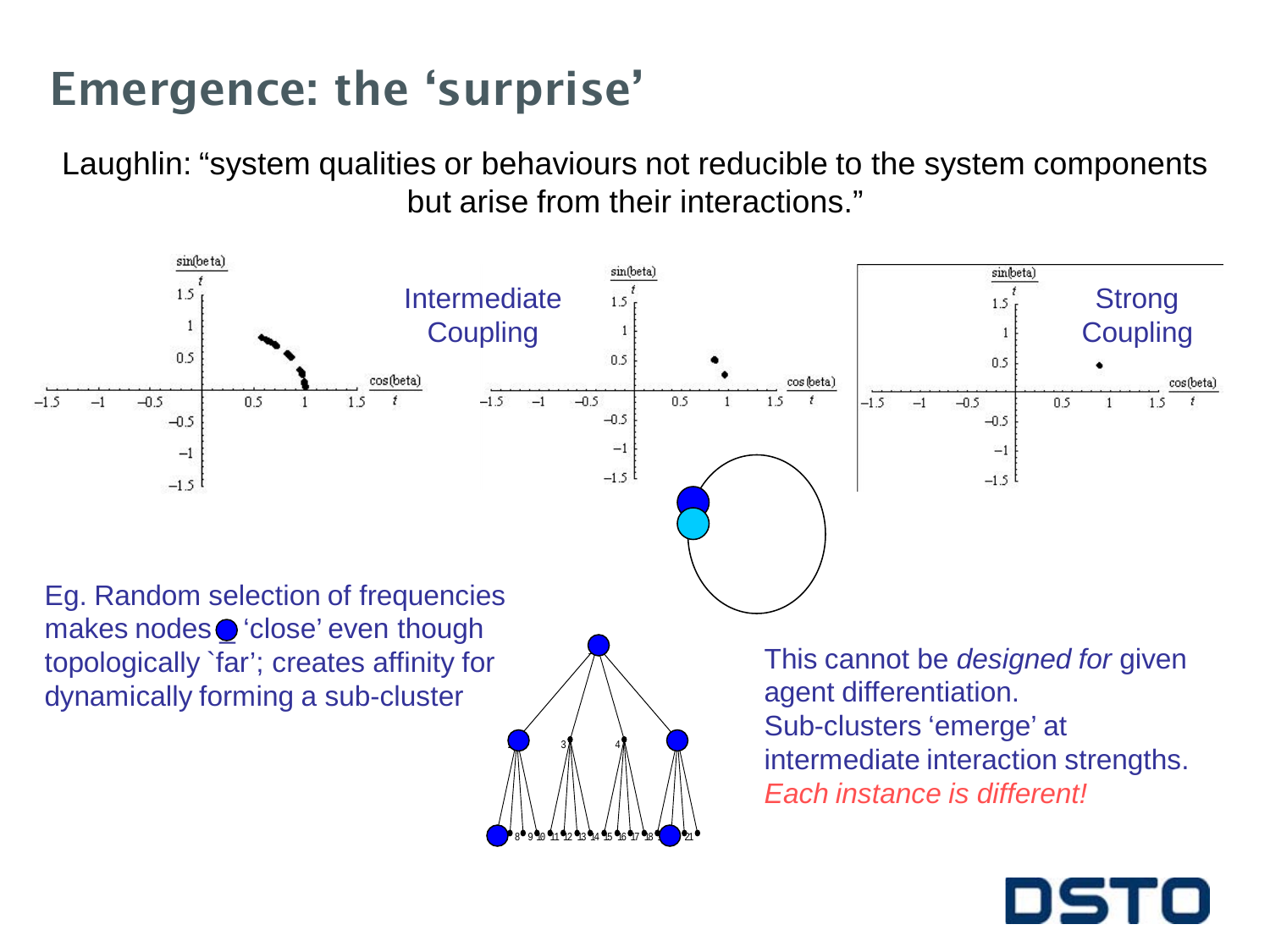# Emergence: the 'surprise'

Laughlin: "system qualities or behaviours not reducible to the system components but arise from their interactions."

sin(beta)
t
1.5
1
0.5
−0.5
−1
−1.5
cos(beta)
t
−1.5 −1 −0.5 0.5 1 1.5

Intermediate Coupling

sin(beta)
t
1.5
1
0.5
−0.5
−1
−1.5
cos(beta)
t
−1.5 −1 −0.5 0.5 1 1.5

Strong Coupling

sin(beta)
t
1.5
1
0.5
−0.5
−1
−1.5
cos(beta)
t
−1.5 −1 −0.5 0.5 1 1.5

Eg. Random selection of frequencies makes nodes ● 'close' even though topologically `far'; creates affinity for dynamically forming a sub-cluster

3 4
8 9 10 11 12 13 14 15 16 17 18 21

This cannot be *designed for* given agent differentiation.
Sub-clusters 'emerge' at intermediate interaction strengths.
*Each instance is different!*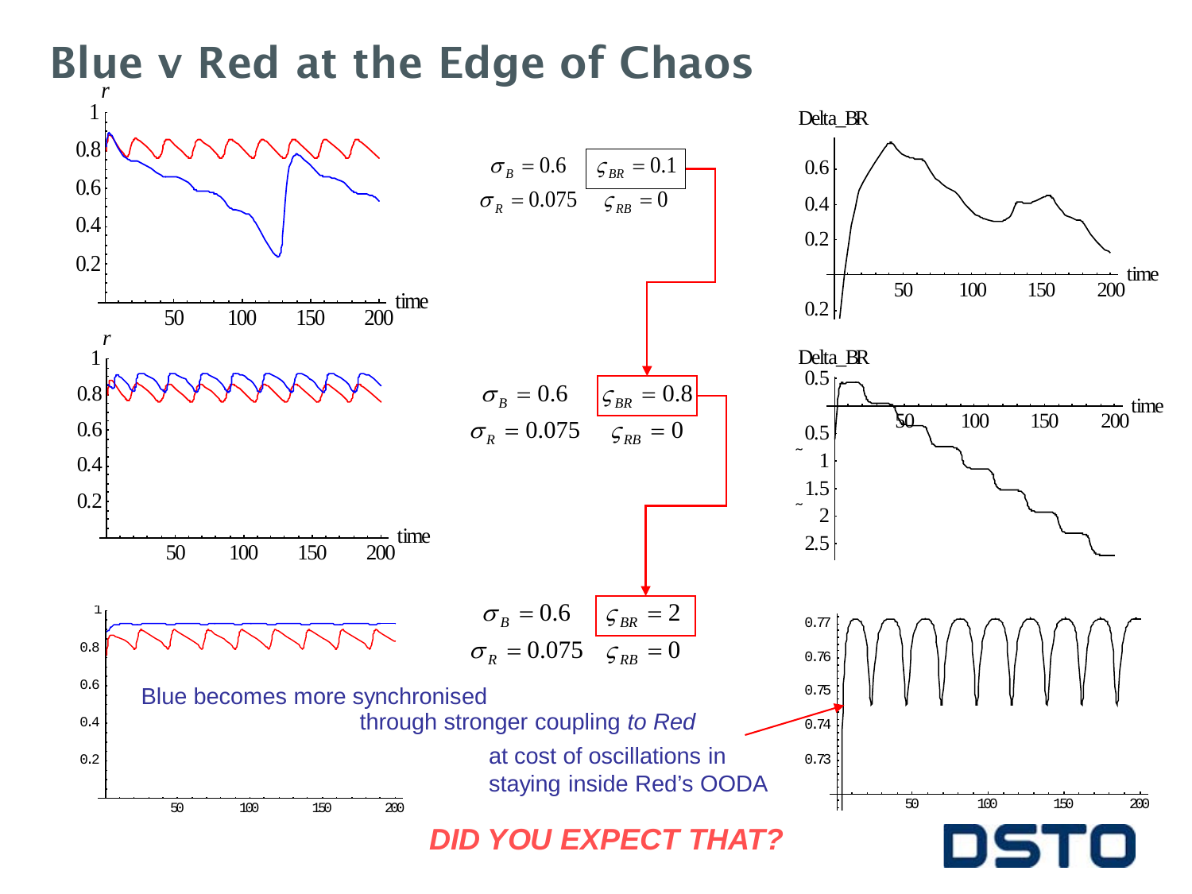# Blue v Red at the Edge of Chaos

r

1
0.8
0.6
0.4
0.2

50 100 150 200 time

$\sigma_B = 0.6$ $\varsigma_{BR} = 0.1$

$\sigma_R = 0.075$ $\varsigma_{RB} = 0$

Delta_BR

0.6
0.4
0.2

50 100 150 200 time

0.2

r

1
0.8
0.6
0.4
0.2

50 100 150 200 time

$\sigma_B = 0.6$ $\varsigma_{BR} = 0.8$

$\sigma_R = 0.075$ $\varsigma_{RB} = 0$

Delta_BR

0.5

50 100 150 200 time

0.5
1
1.5
2
2.5

1
0.8
0.6
0.4
0.2

50 100 150 200

$\sigma_B = 0.6$ $\varsigma_{BR} = 2$

$\sigma_R = 0.075$ $\varsigma_{RB} = 0$

0.77
0.76
0.75
0.74
0.73

50 100 150 200

Blue becomes more synchronised through stronger coupling *to Red* at cost of oscillations in staying inside Red's OODA

***DID YOU EXPECT THAT?***

DSTO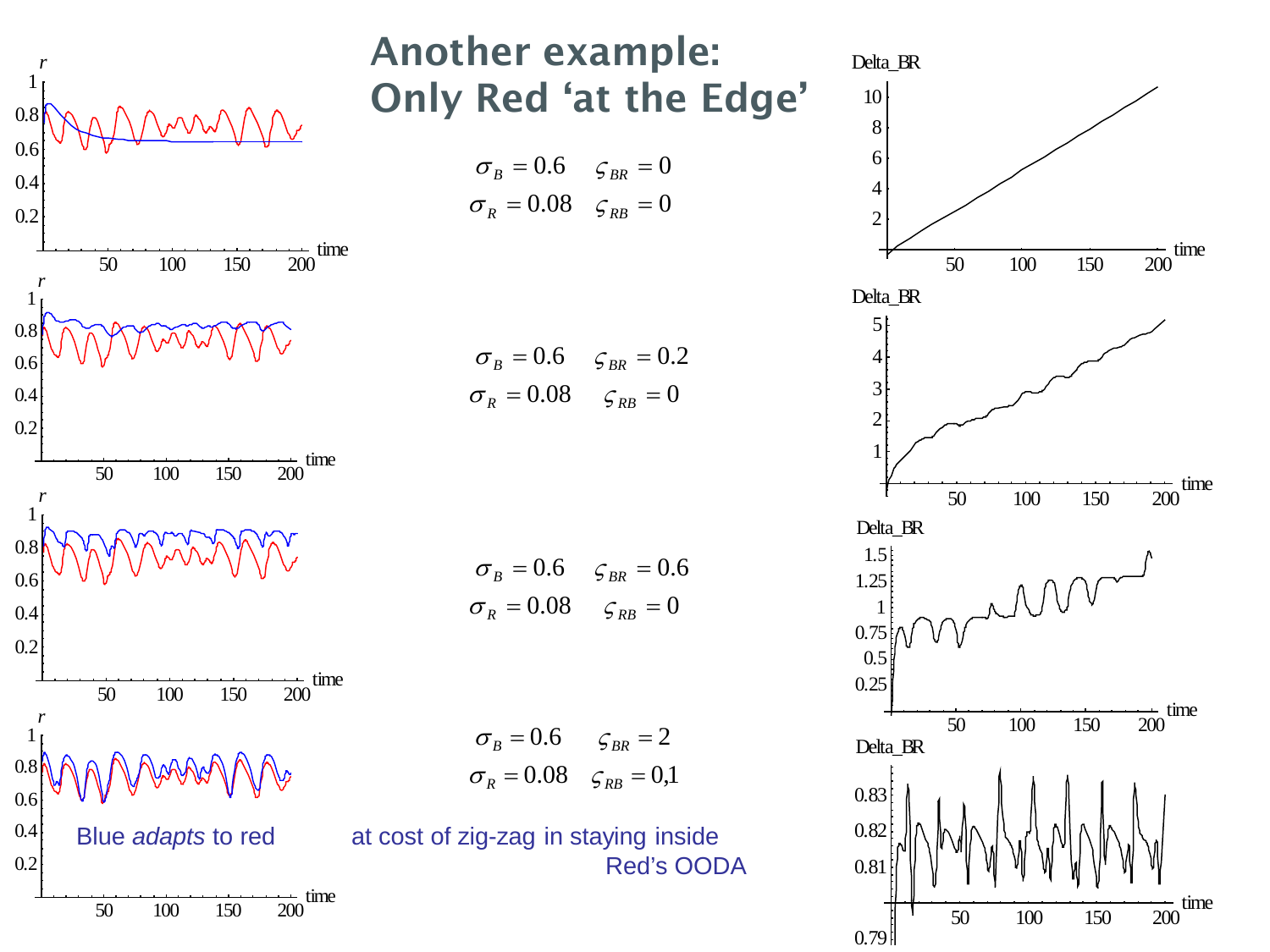# Another example: Only Red 'at the Edge'

r

1

0.8

0.6

0.4

0.2

50 100 150 200 time

$\sigma_B = 0.6 \quad \varsigma_{BR} = 0$

$\sigma_R = 0.08 \quad \varsigma_{RB} = 0$

Delta_BR

10

8

6

4

2

50 100 150 200 time

r

1

0.8

0.6

0.4

0.2

50 100 150 200 time

$\sigma_B = 0.6 \quad \varsigma_{BR} = 0.2$

$\sigma_R = 0.08 \quad \varsigma_{RB} = 0$

Delta_BR

5

4

3

2

1

50 100 150 200 time

r

1

0.8

0.6

0.4

0.2

50 100 150 200 time

$\sigma_B = 0.6 \quad \varsigma_{BR} = 0.6$

$\sigma_R = 0.08 \quad \varsigma_{RB} = 0$

Delta_BR

1.5

1.25

1

0.75

0.5

0.25

50 100 150 200 time

r

1

0.8

0.6

0.4

0.2

50 100 150 200 time

$\sigma_B = 0.6 \quad \varsigma_{BR} = 2$

$\sigma_R = 0.08 \quad \varsigma_{RB} = 0{,}1$

Delta_BR

0.83

0.82

0.81

0.79

50 100 150 200 time

Blue *adapts* to red at cost of zig-zag in staying inside Red's OODA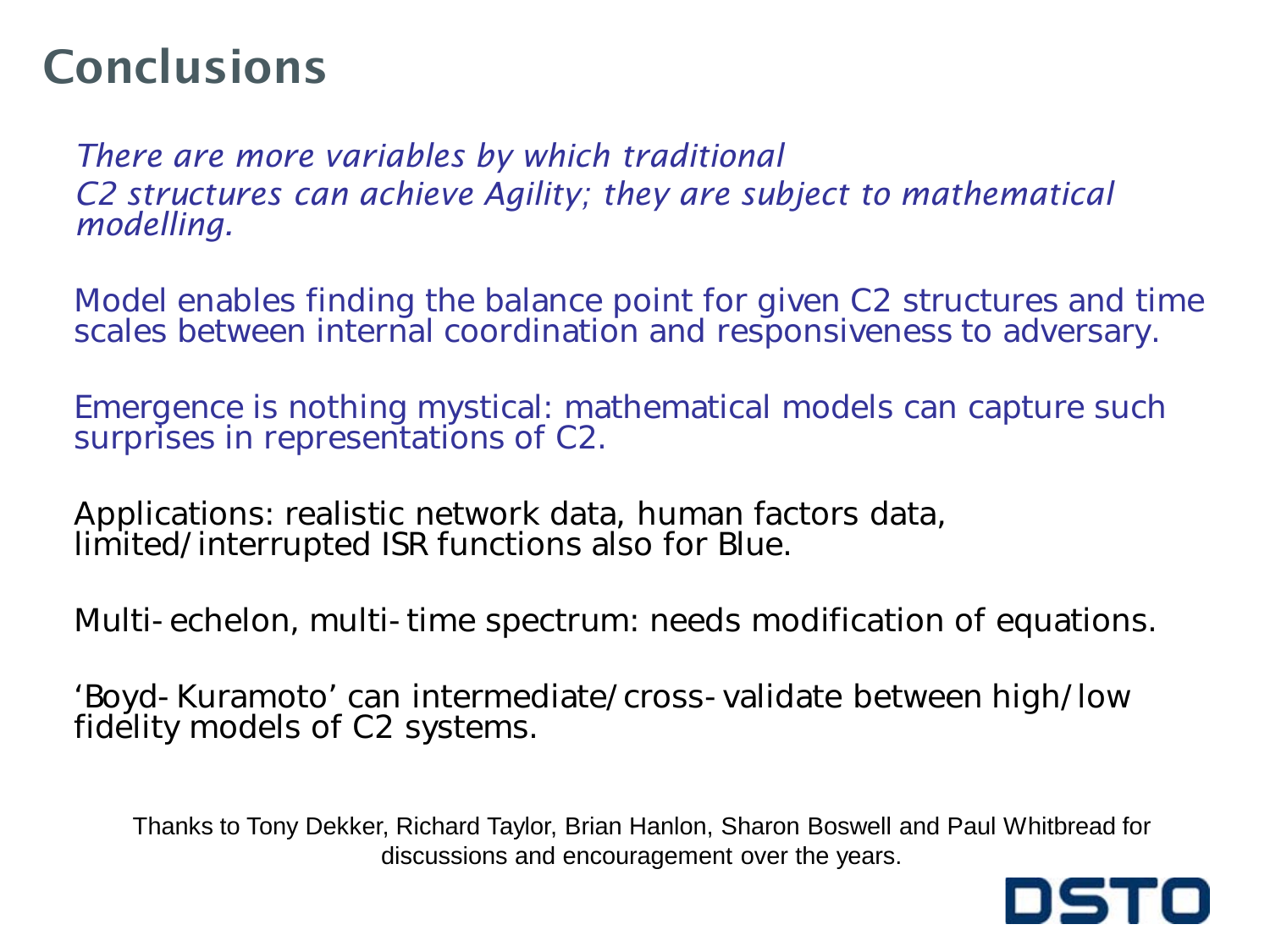# Conclusions

*There are more variables by which traditional C2 structures can achieve Agility; they are subject to mathematical modelling.*

Model enables finding the balance point for given C2 structures and time scales between internal coordination and responsiveness to adversary.

Emergence is nothing mystical: mathematical models can capture such surprises in representations of C2.

Applications: realistic network data, human factors data, limited/interrupted ISR functions also for Blue.

Multi-echelon, multi-time spectrum: needs modification of equations.

'Boyd-Kuramoto' can intermediate/cross-validate between high/low fidelity models of C2 systems.

Thanks to Tony Dekker, Richard Taylor, Brian Hanlon, Sharon Boswell and Paul Whitbread for discussions and encouragement over the years.

DSTO